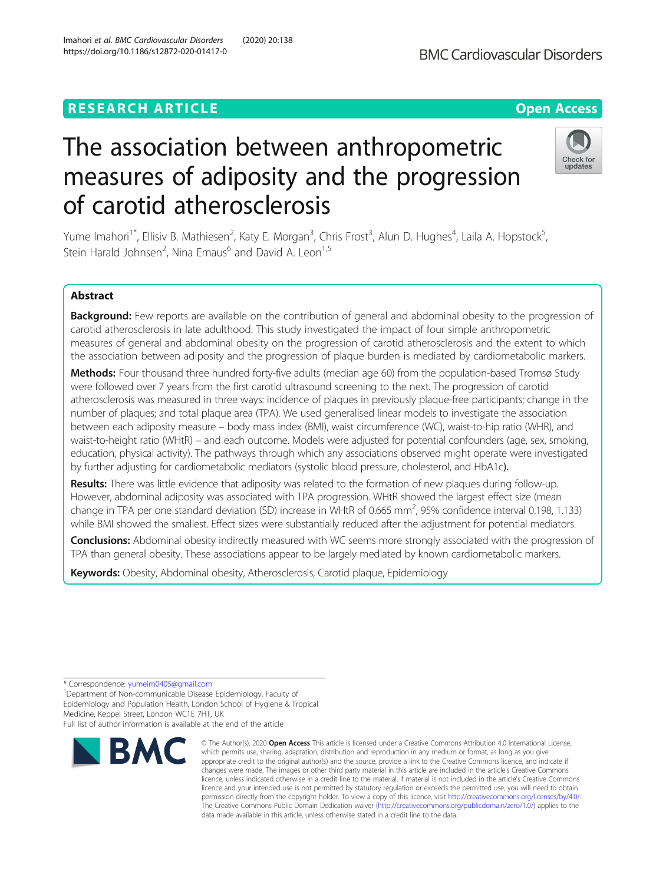RESEARCH ARTICLE

Open Access

# The association between anthropometric measures of adiposity and the progression of carotid atherosclerosis

Yume Imahori[1*], Ellisiv B. Mathiesen[2], Katy E. Morgan[3], Chris Frost[3], Alun D. Hughes[4], Laila A. Hopstock[5], Stein Harald Johnsen[2], Nina Emaus[6] and David A. Leon[1,5]

## Abstract

**Background:** Few reports are available on the contribution of general and abdominal obesity to the progression of carotid atherosclerosis in late adulthood. This study investigated the impact of four simple anthropometric measures of general and abdominal obesity on the progression of carotid atherosclerosis and the extent to which the association between adiposity and the progression of plaque burden is mediated by cardiometabolic markers.

**Methods:** Four thousand three hundred forty-five adults (median age 60) from the population-based Tromsø Study were followed over 7 years from the first carotid ultrasound screening to the next. The progression of carotid atherosclerosis was measured in three ways: incidence of plaques in previously plaque-free participants; change in the number of plaques; and total plaque area (TPA). We used generalised linear models to investigate the association between each adiposity measure – body mass index (BMI), waist circumference (WC), waist-to-hip ratio (WHR), and waist-to-height ratio (WHtR) – and each outcome. Models were adjusted for potential confounders (age, sex, smoking, education, physical activity). The pathways through which any associations observed might operate were investigated by further adjusting for cardiometabolic mediators (systolic blood pressure, cholesterol, and HbA1c).

**Results:** There was little evidence that adiposity was related to the formation of new plaques during follow-up. However, abdominal adiposity was associated with TPA progression. WHtR showed the largest effect size (mean change in TPA per one standard deviation (SD) increase in WHtR of 0.665 $mm^2$, 95% confidence interval 0.198, 1.133) while BMI showed the smallest. Effect sizes were substantially reduced after the adjustment for potential mediators.

**Conclusions:** Abdominal obesity indirectly measured with WC seems more strongly associated with the progression of TPA than general obesity. These associations appear to be largely mediated by known cardiometabolic markers.

**Keywords:** Obesity, Abdominal obesity, Atherosclerosis, Carotid plaque, Epidemiology

---

* Correspondence: yumeim0405@gmail.com
[1]Department of Non-communicable Disease Epidemiology, Faculty of Epidemiology and Population Health, London School of Hygiene & Tropical Medicine, Keppel Street, London WC1E 7HT, UK
Full list of author information is available at the end of the article

© The Author(s). 2020 **Open Access** This article is licensed under a Creative Commons Attribution 4.0 International License, which permits use, sharing, adaptation, distribution and reproduction in any medium or format, as long as you give appropriate credit to the original author(s) and the source, provide a link to the Creative Commons licence, and indicate if changes were made. The images or other third party material in this article are included in the article's Creative Commons licence, unless indicated otherwise in a credit line to the material. If material is not included in the article's Creative Commons licence and your intended use is not permitted by statutory regulation or exceeds the permitted use, you will need to obtain permission directly from the copyright holder. To view a copy of this licence, visit http://creativecommons.org/licenses/by/4.0/. The Creative Commons Public Domain Dedication waiver (http://creativecommons.org/publicdomain/zero/1.0/) applies to the data made available in this article, unless otherwise stated in a credit line to the data.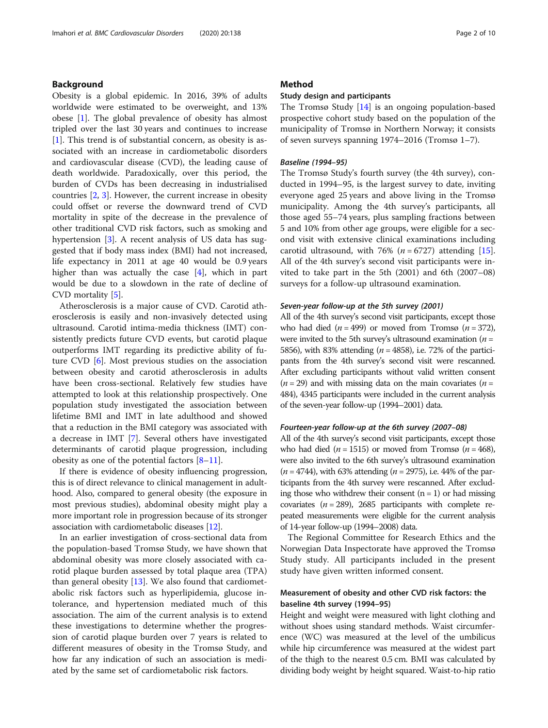## Background

Obesity is a global epidemic. In 2016, 39% of adults worldwide were estimated to be overweight, and 13% obese [1]. The global prevalence of obesity has almost tripled over the last 30 years and continues to increase [1]. This trend is of substantial concern, as obesity is associated with an increase in cardiometabolic disorders and cardiovascular disease (CVD), the leading cause of death worldwide. Paradoxically, over this period, the burden of CVDs has been decreasing in industrialised countries [2, 3]. However, the current increase in obesity could offset or reverse the downward trend of CVD mortality in spite of the decrease in the prevalence of other traditional CVD risk factors, such as smoking and hypertension [3]. A recent analysis of US data has suggested that if body mass index (BMI) had not increased, life expectancy in 2011 at age 40 would be 0.9 years higher than was actually the case [4], which in part would be due to a slowdown in the rate of decline of CVD mortality [5].

Atherosclerosis is a major cause of CVD. Carotid atherosclerosis is easily and non-invasively detected using ultrasound. Carotid intima-media thickness (IMT) consistently predicts future CVD events, but carotid plaque outperforms IMT regarding its predictive ability of future CVD [6]. Most previous studies on the association between obesity and carotid atherosclerosis in adults have been cross-sectional. Relatively few studies have attempted to look at this relationship prospectively. One population study investigated the association between lifetime BMI and IMT in late adulthood and showed that a reduction in the BMI category was associated with a decrease in IMT [7]. Several others have investigated determinants of carotid plaque progression, including obesity as one of the potential factors [8–11].

If there is evidence of obesity influencing progression, this is of direct relevance to clinical management in adulthood. Also, compared to general obesity (the exposure in most previous studies), abdominal obesity might play a more important role in progression because of its stronger association with cardiometabolic diseases [12].

In an earlier investigation of cross-sectional data from the population-based Tromsø Study, we have shown that abdominal obesity was more closely associated with carotid plaque burden assessed by total plaque area (TPA) than general obesity [13]. We also found that cardiometabolic risk factors such as hyperlipidemia, glucose intolerance, and hypertension mediated much of this association. The aim of the current analysis is to extend these investigations to determine whether the progression of carotid plaque burden over 7 years is related to different measures of obesity in the Tromsø Study, and how far any indication of such an association is mediated by the same set of cardiometabolic risk factors.

## Method

### Study design and participants

The Tromsø Study [14] is an ongoing population-based prospective cohort study based on the population of the municipality of Tromsø in Northern Norway; it consists of seven surveys spanning 1974–2016 (Tromsø 1–7).

#### *Baseline (1994–95)*

The Tromsø Study's fourth survey (the 4th survey), conducted in 1994–95, is the largest survey to date, inviting everyone aged 25 years and above living in the Tromsø municipality. Among the 4th survey's participants, all those aged 55–74 years, plus sampling fractions between 5 and 10% from other age groups, were eligible for a second visit with extensive clinical examinations including carotid ultrasound, with 76% ($n = 6727$) attending [15]. All of the 4th survey's second visit participants were invited to take part in the 5th (2001) and 6th (2007–08) surveys for a follow-up ultrasound examination.

#### *Seven-year follow-up at the 5th survey (2001)*

All of the 4th survey's second visit participants, except those who had died ($n = 499$) or moved from Tromsø ($n = 372$), were invited to the 5th survey's ultrasound examination ($n = 5856$), with 83% attending ($n = 4858$), i.e. 72% of the participants from the 4th survey's second visit were rescanned. After excluding participants without valid written consent ($n = 29$) and with missing data on the main covariates ($n = 484$), 4345 participants were included in the current analysis of the seven-year follow-up (1994–2001) data.

#### *Fourteen-year follow-up at the 6th survey (2007–08)*

All of the 4th survey's second visit participants, except those who had died ($n = 1515$) or moved from Tromsø ($n = 468$), were also invited to the 6th survey's ultrasound examination ($n = 4744$), with 63% attending ($n = 2975$), i.e. 44% of the participants from the 4th survey were rescanned. After excluding those who withdrew their consent ($n = 1$) or had missing covariates ($n = 289$), 2685 participants with complete repeated measurements were eligible for the current analysis of 14-year follow-up (1994–2008) data.

The Regional Committee for Research Ethics and the Norwegian Data Inspectorate have approved the Tromsø Study study. All participants included in the present study have given written informed consent.

### Measurement of obesity and other CVD risk factors: the baseline 4th survey (1994–95)

Height and weight were measured with light clothing and without shoes using standard methods. Waist circumference (WC) was measured at the level of the umbilicus while hip circumference was measured at the widest part of the thigh to the nearest 0.5 cm. BMI was calculated by dividing body weight by height squared. Waist-to-hip ratio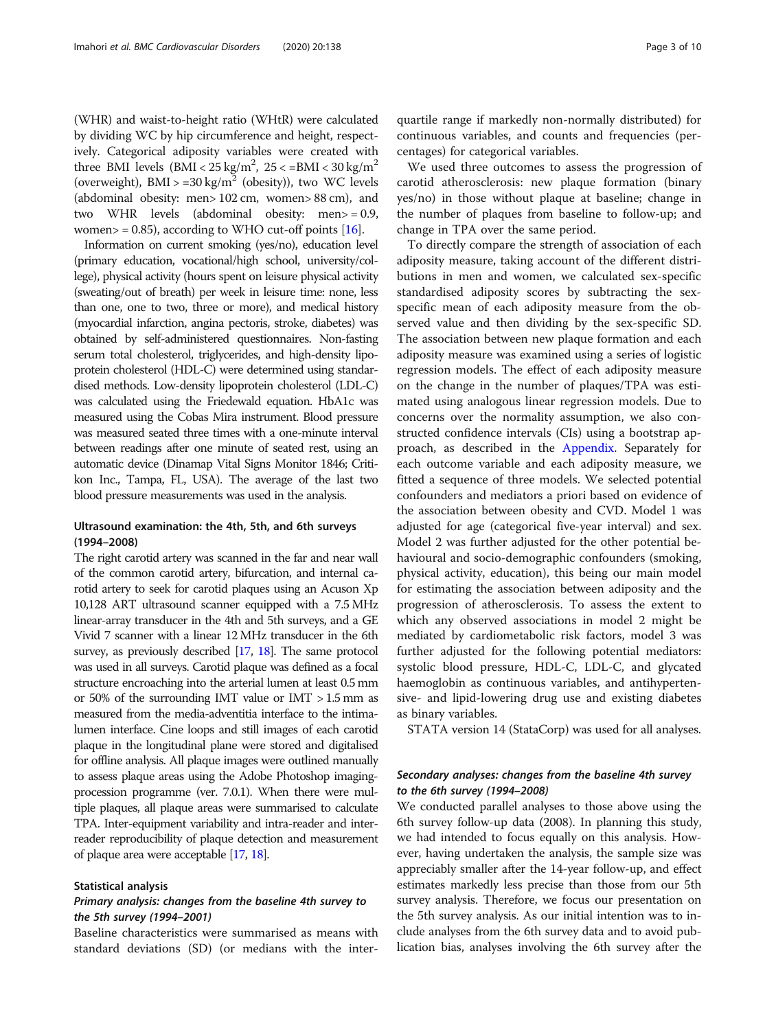(WHR) and waist-to-height ratio (WHtR) were calculated by dividing WC by hip circumference and height, respectively. Categorical adiposity variables were created with three BMI levels (BMI < 25 kg/m$^2$, 25 < =BMI < 30 kg/m$^2$ (overweight), BMI > =30 kg/m$^2$ (obesity)), two WC levels (abdominal obesity: men> 102 cm, women> 88 cm), and two WHR levels (abdominal obesity: men> = 0.9, women> = 0.85), according to WHO cut-off points [16].

Information on current smoking (yes/no), education level (primary education, vocational/high school, university/college), physical activity (hours spent on leisure physical activity (sweating/out of breath) per week in leisure time: none, less than one, one to two, three or more), and medical history (myocardial infarction, angina pectoris, stroke, diabetes) was obtained by self-administered questionnaires. Non-fasting serum total cholesterol, triglycerides, and high-density lipoprotein cholesterol (HDL-C) were determined using standardised methods. Low-density lipoprotein cholesterol (LDL-C) was calculated using the Friedewald equation. HbA1c was measured using the Cobas Mira instrument. Blood pressure was measured seated three times with a one-minute interval between readings after one minute of seated rest, using an automatic device (Dinamap Vital Signs Monitor 1846; Critikon Inc., Tampa, FL, USA). The average of the last two blood pressure measurements was used in the analysis.

### Ultrasound examination: the 4th, 5th, and 6th surveys (1994–2008)

The right carotid artery was scanned in the far and near wall of the common carotid artery, bifurcation, and internal carotid artery to seek for carotid plaques using an Acuson Xp 10,128 ART ultrasound scanner equipped with a 7.5 MHz linear-array transducer in the 4th and 5th surveys, and a GE Vivid 7 scanner with a linear 12 MHz transducer in the 6th survey, as previously described [17, 18]. The same protocol was used in all surveys. Carotid plaque was defined as a focal structure encroaching into the arterial lumen at least 0.5 mm or 50% of the surrounding IMT value or IMT > 1.5 mm as measured from the media-adventitia interface to the intima-lumen interface. Cine loops and still images of each carotid plaque in the longitudinal plane were stored and digitalised for offline analysis. All plaque images were outlined manually to assess plaque areas using the Adobe Photoshop imaging-procession programme (ver. 7.0.1). When there were multiple plaques, all plaque areas were summarised to calculate TPA. Inter-equipment variability and intra-reader and inter-reader reproducibility of plaque detection and measurement of plaque area were acceptable [17, 18].

### Statistical analysis

#### *Primary analysis: changes from the baseline 4th survey to the 5th survey (1994–2001)*

Baseline characteristics were summarised as means with standard deviations (SD) (or medians with the inter-quartile range if markedly non-normally distributed) for continuous variables, and counts and frequencies (percentages) for categorical variables.

We used three outcomes to assess the progression of carotid atherosclerosis: new plaque formation (binary yes/no) in those without plaque at baseline; change in the number of plaques from baseline to follow-up; and change in TPA over the same period.

To directly compare the strength of association of each adiposity measure, taking account of the different distributions in men and women, we calculated sex-specific standardised adiposity scores by subtracting the sex-specific mean of each adiposity measure from the observed value and then dividing by the sex-specific SD. The association between new plaque formation and each adiposity measure was examined using a series of logistic regression models. The effect of each adiposity measure on the change in the number of plaques/TPA was estimated using analogous linear regression models. Due to concerns over the normality assumption, we also constructed confidence intervals (CIs) using a bootstrap approach, as described in the Appendix. Separately for each outcome variable and each adiposity measure, we fitted a sequence of three models. We selected potential confounders and mediators a priori based on evidence of the association between obesity and CVD. Model 1 was adjusted for age (categorical five-year interval) and sex. Model 2 was further adjusted for the other potential behavioural and socio-demographic confounders (smoking, physical activity, education), this being our main model for estimating the association between adiposity and the progression of atherosclerosis. To assess the extent to which any observed associations in model 2 might be mediated by cardiometabolic risk factors, model 3 was further adjusted for the following potential mediators: systolic blood pressure, HDL-C, LDL-C, and glycated haemoglobin as continuous variables, and antihypertensive- and lipid-lowering drug use and existing diabetes as binary variables.

STATA version 14 (StataCorp) was used for all analyses.

#### *Secondary analyses: changes from the baseline 4th survey to the 6th survey (1994–2008)*

We conducted parallel analyses to those above using the 6th survey follow-up data (2008). In planning this study, we had intended to focus equally on this analysis. However, having undertaken the analysis, the sample size was appreciably smaller after the 14-year follow-up, and effect estimates markedly less precise than those from our 5th survey analysis. Therefore, we focus our presentation on the 5th survey analysis. As our initial intention was to include analyses from the 6th survey data and to avoid publication bias, analyses involving the 6th survey after the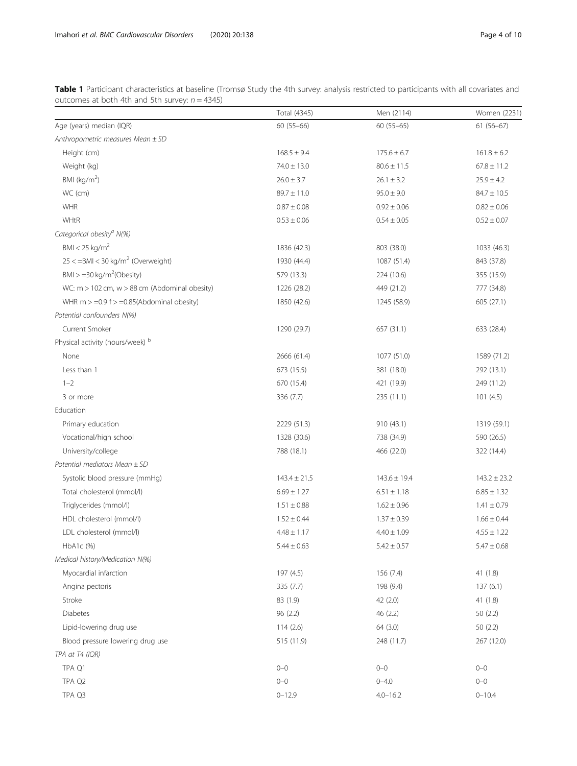**Table 1** Participant characteristics at baseline (Tromsø Study the 4th survey: analysis restricted to participants with all covariates and outcomes at both 4th and 5th survey: $n = 4345$)

| | Total (4345) | Men (2114) | Women (2231) |
|---|---|---|---|
| Age (years) median (IQR) | 60 (55–66) | 60 (55–65) | 61 (56–67) |
| *Anthropometric measures Mean ± SD* | | | |
| Height (cm) | 168.5 ± 9.4 | 175.6 ± 6.7 | 161.8 ± 6.2 |
| Weight (kg) | 74.0 ± 13.0 | 80.6 ± 11.5 | 67.8 ± 11.2 |
| BMI (kg/m$^2$) | 26.0 ± 3.7 | 26.1 ± 3.2 | 25.9 ± 4.2 |
| WC (cm) | 89.7 ± 11.0 | 95.0 ± 9.0 | 84.7 ± 10.5 |
| WHR | 0.87 ± 0.08 | 0.92 ± 0.06 | 0.82 ± 0.06 |
| WHtR | 0.53 ± 0.06 | 0.54 ± 0.05 | 0.52 ± 0.07 |
| *Categorical obesity[a] N(%)* | | | |
| BMI < 25 kg/m$^2$ | 1836 (42.3) | 803 (38.0) | 1033 (46.3) |
| 25 < =BMI < 30 kg/m$^2$ (Overweight) | 1930 (44.4) | 1087 (51.4) | 843 (37.8) |
| BMI > =30 kg/m$^2$(Obesity) | 579 (13.3) | 224 (10.6) | 355 (15.9) |
| WC: m > 102 cm, w > 88 cm (Abdominal obesity) | 1226 (28.2) | 449 (21.2) | 777 (34.8) |
| WHR m > =0.9 f > =0.85(Abdominal obesity) | 1850 (42.6) | 1245 (58.9) | 605 (27.1) |
| *Potential confounders N(%)* | | | |
| Current Smoker | 1290 (29.7) | 657 (31.1) | 633 (28.4) |
| Physical activity (hours/week) [b] | | | |
| None | 2666 (61.4) | 1077 (51.0) | 1589 (71.2) |
| Less than 1 | 673 (15.5) | 381 (18.0) | 292 (13.1) |
| 1–2 | 670 (15.4) | 421 (19.9) | 249 (11.2) |
| 3 or more | 336 (7.7) | 235 (11.1) | 101 (4.5) |
| Education | | | |
| Primary education | 2229 (51.3) | 910 (43.1) | 1319 (59.1) |
| Vocational/high school | 1328 (30.6) | 738 (34.9) | 590 (26.5) |
| University/college | 788 (18.1) | 466 (22.0) | 322 (14.4) |
| *Potential mediators Mean ± SD* | | | |
| Systolic blood pressure (mmHg) | 143.4 ± 21.5 | 143.6 ± 19.4 | 143.2 ± 23.2 |
| Total cholesterol (mmol/l) | 6.69 ± 1.27 | 6.51 ± 1.18 | 6.85 ± 1.32 |
| Triglycerides (mmol/l) | 1.51 ± 0.88 | 1.62 ± 0.96 | 1.41 ± 0.79 |
| HDL cholesterol (mmol/l) | 1.52 ± 0.44 | 1.37 ± 0.39 | 1.66 ± 0.44 |
| LDL cholesterol (mmol/l) | 4.48 ± 1.17 | 4.40 ± 1.09 | 4.55 ± 1.22 |
| HbA1c (%) | 5.44 ± 0.63 | 5.42 ± 0.57 | 5.47 ± 0.68 |
| *Medical history/Medication N(%)* | | | |
| Myocardial infarction | 197 (4.5) | 156 (7.4) | 41 (1.8) |
| Angina pectoris | 335 (7.7) | 198 (9.4) | 137 (6.1) |
| Stroke | 83 (1.9) | 42 (2.0) | 41 (1.8) |
| Diabetes | 96 (2.2) | 46 (2.2) | 50 (2.2) |
| Lipid-lowering drug use | 114 (2.6) | 64 (3.0) | 50 (2.2) |
| Blood pressure lowering drug use | 515 (11.9) | 248 (11.7) | 267 (12.0) |
| *TPA at T4 (IQR)* | | | |
| TPA Q1 | 0–0 | 0–0 | 0–0 |
| TPA Q2 | 0–0 | 0–4.0 | 0–0 |
| TPA Q3 | 0–12.9 | 4.0–16.2 | 0–10.4 |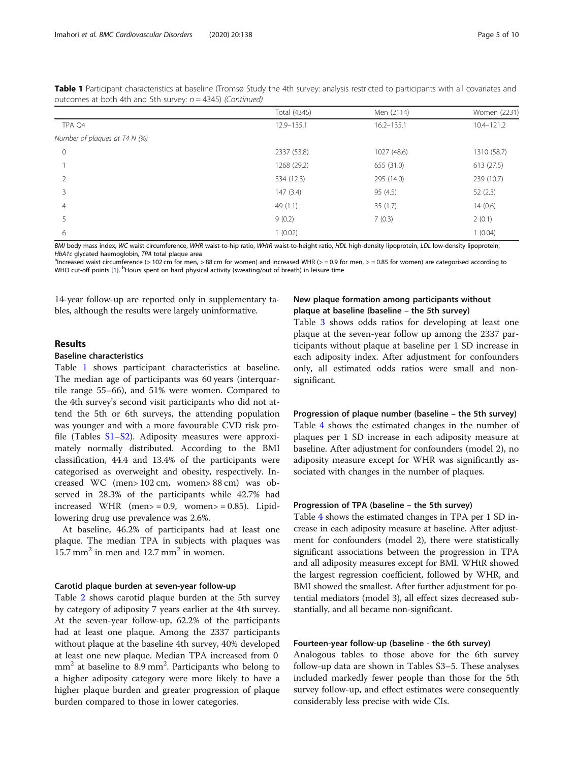**Table 1** Participant characteristics at baseline (Tromsø Study the 4th survey: analysis restricted to participants with all covariates and outcomes at both 4th and 5th survey: $n = 4345$) *(Continued)*

| | Total (4345) | Men (2114) | Women (2231) |
|---|---|---|---|
| TPA Q4 | 12.9–135.1 | 16.2–135.1 | 10.4–121.2 |
| *Number of plaques at T4 N (%)* | | | |
| 0 | 2337 (53.8) | 1027 (48.6) | 1310 (58.7) |
| 1 | 1268 (29.2) | 655 (31.0) | 613 (27.5) |
| 2 | 534 (12.3) | 295 (14.0) | 239 (10.7) |
| 3 | 147 (3.4) | 95 (4.5) | 52 (2.3) |
| 4 | 49 (1.1) | 35 (1.7) | 14 (0.6) |
| 5 | 9 (0.2) | 7 (0.3) | 2 (0.1) |
| 6 | 1 (0.02) | | 1 (0.04) |

*BMI* body mass index, *WC* waist circumference, *WHR* waist-to-hip ratio, *WHtR* waist-to-height ratio, *HDL* high-density lipoprotein, *LDL* low-density lipoprotein, *HbA1c* glycated haemoglobin, *TPA* total plaque area

[a]Increased waist circumference (> 102 cm for men, > 88 cm for women) and increased WHR (> = 0.9 for men, > = 0.85 for women) are categorised according to WHO cut-off points [1]. [b]Hours spent on hard physical activity (sweating/out of breath) in leisure time

14-year follow-up are reported only in supplementary tables, although the results were largely uninformative.

## Results

### Baseline characteristics

Table 1 shows participant characteristics at baseline. The median age of participants was 60 years (interquartile range 55–66), and 51% were women. Compared to the 4th survey's second visit participants who did not attend the 5th or 6th surveys, the attending population was younger and with a more favourable CVD risk profile (Tables S1–S2). Adiposity measures were approximately normally distributed. According to the BMI classification, 44.4 and 13.4% of the participants were categorised as overweight and obesity, respectively. Increased WC (men> 102 cm, women> 88 cm) was observed in 28.3% of the participants while 42.7% had increased WHR (men> = 0.9, women> = 0.85). Lipid-lowering drug use prevalence was 2.6%.

At baseline, 46.2% of participants had at least one plaque. The median TPA in subjects with plaques was 15.7 $mm^2$ in men and 12.7 $mm^2$ in women.

### Carotid plaque burden at seven-year follow-up

Table 2 shows carotid plaque burden at the 5th survey by category of adiposity 7 years earlier at the 4th survey. At the seven-year follow-up, 62.2% of the participants had at least one plaque. Among the 2337 participants without plaque at the baseline 4th survey, 40% developed at least one new plaque. Median TPA increased from 0 $mm^2$ at baseline to 8.9 $mm^2$. Participants who belong to a higher adiposity category were more likely to have a higher plaque burden and greater progression of plaque burden compared to those in lower categories.

### New plaque formation among participants without plaque at baseline (baseline – the 5th survey)

Table 3 shows odds ratios for developing at least one plaque at the seven-year follow up among the 2337 participants without plaque at baseline per 1 SD increase in each adiposity index. After adjustment for confounders only, all estimated odds ratios were small and non-significant.

### Progression of plaque number (baseline – the 5th survey)

Table 4 shows the estimated changes in the number of plaques per 1 SD increase in each adiposity measure at baseline. After adjustment for confounders (model 2), no adiposity measure except for WHR was significantly associated with changes in the number of plaques.

### Progression of TPA (baseline – the 5th survey)

Table 4 shows the estimated changes in TPA per 1 SD increase in each adiposity measure at baseline. After adjustment for confounders (model 2), there were statistically significant associations between the progression in TPA and all adiposity measures except for BMI. WHtR showed the largest regression coefficient, followed by WHR, and BMI showed the smallest. After further adjustment for potential mediators (model 3), all effect sizes decreased substantially, and all became non-significant.

### Fourteen-year follow-up (baseline - the 6th survey)

Analogous tables to those above for the 6th survey follow-up data are shown in Tables S3–5. These analyses included markedly fewer people than those for the 5th survey follow-up, and effect estimates were consequently considerably less precise with wide CIs.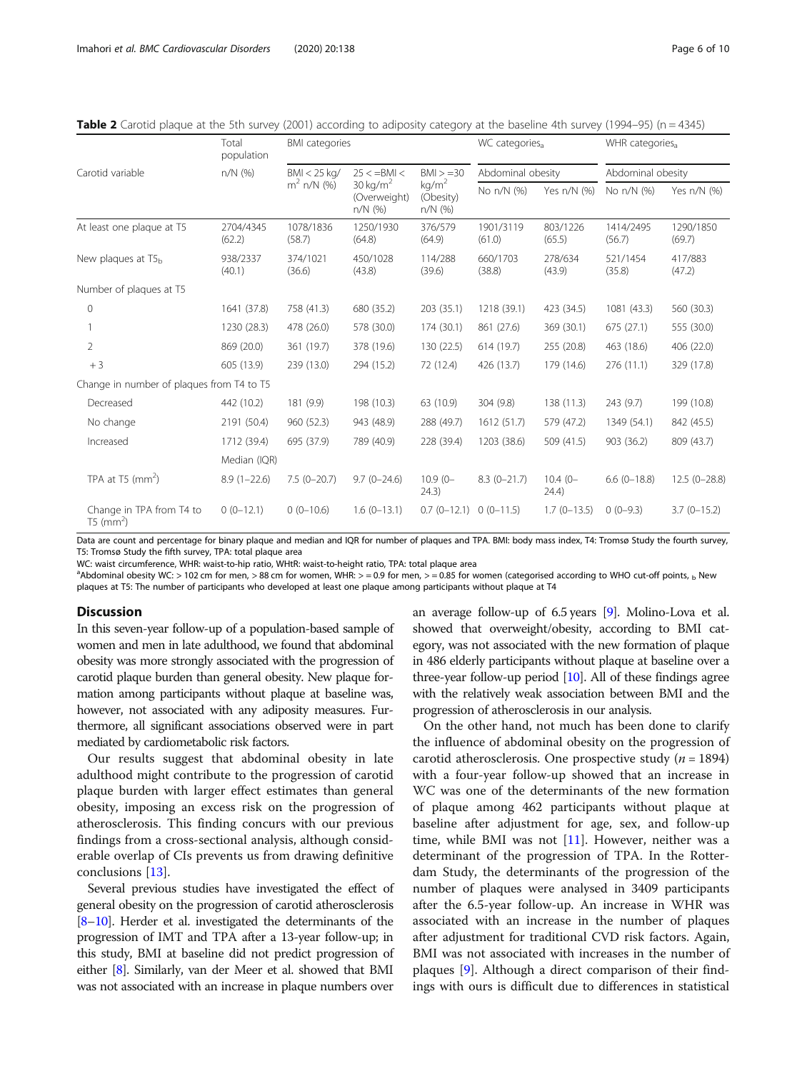**Table 2** Carotid plaque at the 5th survey (2001) according to adiposity category at the baseline 4th survey (1994–95) (n = 4345)

| Carotid variable | Total population | BMI categories | | | WC categories[a] | | WHR categories[a] | |
|---|---|---|---|---|---|---|---|---|
| | | | | | Abdominal obesity | | Abdominal obesity | |
| | n/N (%) | BMI < 25 kg/m$^2$ n/N (%) | 25 < =BMI < 30 kg/m$^2$ (Overweight) n/N (%) | BMI > =30 kg/m$^2$ (Obesity) n/N (%) | No n/N (%) | Yes n/N (%) | No n/N (%) | Yes n/N (%) |
| At least one plaque at T5 | 2704/4345 (62.2) | 1078/1836 (58.7) | 1250/1930 (64.8) | 376/579 (64.9) | 1901/3119 (61.0) | 803/1226 (65.5) | 1414/2495 (56.7) | 1290/1850 (69.7) |
| New plaques at T5[b] | 938/2337 (40.1) | 374/1021 (36.6) | 450/1028 (43.8) | 114/288 (39.6) | 660/1703 (38.8) | 278/634 (43.9) | 521/1454 (35.8) | 417/883 (47.2) |
| Number of plaques at T5 | | | | | | | | |
| 0 | 1641 (37.8) | 758 (41.3) | 680 (35.2) | 203 (35.1) | 1218 (39.1) | 423 (34.5) | 1081 (43.3) | 560 (30.3) |
| 1 | 1230 (28.3) | 478 (26.0) | 578 (30.0) | 174 (30.1) | 861 (27.6) | 369 (30.1) | 675 (27.1) | 555 (30.0) |
| 2 | 869 (20.0) | 361 (19.7) | 378 (19.6) | 130 (22.5) | 614 (19.7) | 255 (20.8) | 463 (18.6) | 406 (22.0) |
| + 3 | 605 (13.9) | 239 (13.0) | 294 (15.2) | 72 (12.4) | 426 (13.7) | 179 (14.6) | 276 (11.1) | 329 (17.8) |
| Change in number of plaques from T4 to T5 | | | | | | | | |
| Decreased | 442 (10.2) | 181 (9.9) | 198 (10.3) | 63 (10.9) | 304 (9.8) | 138 (11.3) | 243 (9.7) | 199 (10.8) |
| No change | 2191 (50.4) | 960 (52.3) | 943 (48.9) | 288 (49.7) | 1612 (51.7) | 579 (47.2) | 1349 (54.1) | 842 (45.5) |
| Increased | 1712 (39.4) | 695 (37.9) | 789 (40.9) | 228 (39.4) | 1203 (38.6) | 509 (41.5) | 903 (36.2) | 809 (43.7) |
| | Median (IQR) | | | | | | | |
| TPA at T5 (mm$^2$) | 8.9 (1–22.6) | 7.5 (0–20.7) | 9.7 (0–24.6) | 10.9 (0–24.3) | 8.3 (0–21.7) | 10.4 (0–24.4) | 6.6 (0–18.8) | 12.5 (0–28.8) |
| Change in TPA from T4 to T5 (mm$^2$) | 0 (0–12.1) | 0 (0–10.6) | 1.6 (0–13.1) | 0.7 (0–12.1) | 0 (0–11.5) | 1.7 (0–13.5) | 0 (0–9.3) | 3.7 (0–15.2) |

Data are count and percentage for binary plaque and median and IQR for number of plaques and TPA. BMI: body mass index, T4: Tromsø Study the fourth survey, T5: Tromsø Study the fifth survey, TPA: total plaque area

WC: waist circumference, WHR: waist-to-hip ratio, WHtR: waist-to-height ratio, TPA: total plaque area

[a]Abdominal obesity WC: > 102 cm for men, > 88 cm for women, WHR: > = 0.9 for men, > = 0.85 for women (categorised according to WHO cut-off points, [b] New plaques at T5: The number of participants who developed at least one plaque among participants without plaque at T4

## Discussion

In this seven-year follow-up of a population-based sample of women and men in late adulthood, we found that abdominal obesity was more strongly associated with the progression of carotid plaque burden than general obesity. New plaque formation among participants without plaque at baseline was, however, not associated with any adiposity measures. Furthermore, all significant associations observed were in part mediated by cardiometabolic risk factors.

Our results suggest that abdominal obesity in late adulthood might contribute to the progression of carotid plaque burden with larger effect estimates than general obesity, imposing an excess risk on the progression of atherosclerosis. This finding concurs with our previous findings from a cross-sectional analysis, although considerable overlap of CIs prevents us from drawing definitive conclusions [13].

Several previous studies have investigated the effect of general obesity on the progression of carotid atherosclerosis [8–10]. Herder et al. investigated the determinants of the progression of IMT and TPA after a 13-year follow-up; in this study, BMI at baseline did not predict progression of either [8]. Similarly, van der Meer et al. showed that BMI was not associated with an increase in plaque numbers over an average follow-up of 6.5 years [9]. Molino-Lova et al. showed that overweight/obesity, according to BMI category, was not associated with the new formation of plaque in 486 elderly participants without plaque at baseline over a three-year follow-up period [10]. All of these findings agree with the relatively weak association between BMI and the progression of atherosclerosis in our analysis.

On the other hand, not much has been done to clarify the influence of abdominal obesity on the progression of carotid atherosclerosis. One prospective study ($n = 1894$) with a four-year follow-up showed that an increase in WC was one of the determinants of the new formation of plaque among 462 participants without plaque at baseline after adjustment for age, sex, and follow-up time, while BMI was not [11]. However, neither was a determinant of the progression of TPA. In the Rotterdam Study, the determinants of the progression of the number of plaques were analysed in 3409 participants after the 6.5-year follow-up. An increase in WHR was associated with an increase in the number of plaques after adjustment for traditional CVD risk factors. Again, BMI was not associated with increases in the number of plaques [9]. Although a direct comparison of their findings with ours is difficult due to differences in statistical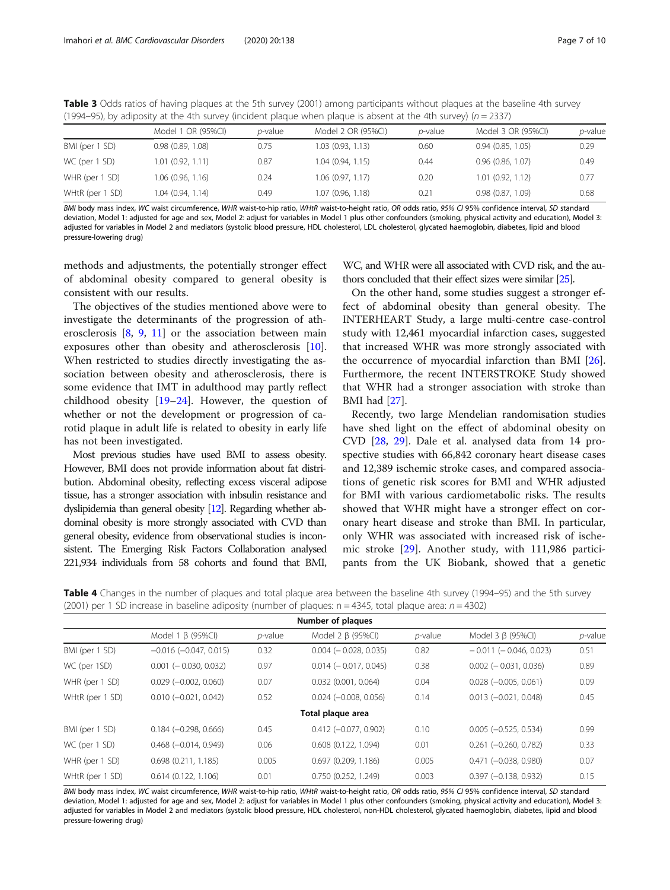**Table 3** Odds ratios of having plaques at the 5th survey (2001) among participants without plaques at the baseline 4th survey (1994–95), by adiposity at the 4th survey (incident plaque when plaque is absent at the 4th survey) ($n = 2337$)

| | Model 1 OR (95%CI) | *p*-value | Model 2 OR (95%CI) | *p*-value | Model 3 OR (95%CI) | *p*-value |
|---|---|---|---|---|---|---|
| BMI (per 1 SD) | 0.98 (0.89, 1.08) | 0.75 | 1.03 (0.93, 1.13) | 0.60 | 0.94 (0.85, 1.05) | 0.29 |
| WC (per 1 SD) | 1.01 (0.92, 1.11) | 0.87 | 1.04 (0.94, 1.15) | 0.44 | 0.96 (0.86, 1.07) | 0.49 |
| WHR (per 1 SD) | 1.06 (0.96, 1.16) | 0.24 | 1.06 (0.97, 1.17) | 0.20 | 1.01 (0.92, 1.12) | 0.77 |
| WHtR (per 1 SD) | 1.04 (0.94, 1.14) | 0.49 | 1.07 (0.96, 1.18) | 0.21 | 0.98 (0.87, 1.09) | 0.68 |

*BMI* body mass index, *WC* waist circumference, *WHR* waist-to-hip ratio, *WHtR* waist-to-height ratio, *OR* odds ratio, *95% CI* 95% confidence interval, *SD* standard deviation, Model 1: adjusted for age and sex, Model 2: adjust for variables in Model 1 plus other confounders (smoking, physical activity and education), Model 3: adjusted for variables in Model 2 and mediators (systolic blood pressure, HDL cholesterol, LDL cholesterol, glycated haemoglobin, diabetes, lipid and blood pressure-lowering drug)

methods and adjustments, the potentially stronger effect of abdominal obesity compared to general obesity is consistent with our results.

The objectives of the studies mentioned above were to investigate the determinants of the progression of atherosclerosis [8, 9, 11] or the association between main exposures other than obesity and atherosclerosis [10]. When restricted to studies directly investigating the association between obesity and atherosclerosis, there is some evidence that IMT in adulthood may partly reflect childhood obesity [19–24]. However, the question of whether or not the development or progression of carotid plaque in adult life is related to obesity in early life has not been investigated.

Most previous studies have used BMI to assess obesity. However, BMI does not provide information about fat distribution. Abdominal obesity, reflecting excess visceral adipose tissue, has a stronger association with inbsulin resistance and dyslipidemia than general obesity [12]. Regarding whether abdominal obesity is more strongly associated with CVD than general obesity, evidence from observational studies is inconsistent. The Emerging Risk Factors Collaboration analysed 221,934 individuals from 58 cohorts and found that BMI, WC, and WHR were all associated with CVD risk, and the authors concluded that their effect sizes were similar [25].

On the other hand, some studies suggest a stronger effect of abdominal obesity than general obesity. The INTERHEART Study, a large multi-centre case-control study with 12,461 myocardial infarction cases, suggested that increased WHR was more strongly associated with the occurrence of myocardial infarction than BMI [26]. Furthermore, the recent INTERSTROKE Study showed that WHR had a stronger association with stroke than BMI had [27].

Recently, two large Mendelian randomisation studies have shed light on the effect of abdominal obesity on CVD [28, 29]. Dale et al. analysed data from 14 prospective studies with 66,842 coronary heart disease cases and 12,389 ischemic stroke cases, and compared associations of genetic risk scores for BMI and WHR adjusted for BMI with various cardiometabolic risks. The results showed that WHR might have a stronger effect on coronary heart disease and stroke than BMI. In particular, only WHR was associated with increased risk of ischemic stroke [29]. Another study, with 111,986 participants from the UK Biobank, showed that a genetic

**Table 4** Changes in the number of plaques and total plaque area between the baseline 4th survey (1994–95) and the 5th survey (2001) per 1 SD increase in baseline adiposity (number of plaques: $n = 4345$, total plaque area: $n = 4302$)

| | Model 1 β (95%CI) | *p*-value | Model 2 β (95%CI) | *p*-value | Model 3 β (95%CI) | *p*-value |
|---|---|---|---|---|---|---|
| **Number of plaques** | | | | | | |
| BMI (per 1 SD) | −0.016 (−0.047, 0.015) | 0.32 | 0.004 (− 0.028, 0.035) | 0.82 | − 0.011 (− 0.046, 0.023) | 0.51 |
| WC (per 1SD) | 0.001 (− 0.030, 0.032) | 0.97 | 0.014 (− 0.017, 0.045) | 0.38 | 0.002 (− 0.031, 0.036) | 0.89 |
| WHR (per 1 SD) | 0.029 (−0.002, 0.060) | 0.07 | 0.032 (0.001, 0.064) | 0.04 | 0.028 (−0.005, 0.061) | 0.09 |
| WHtR (per 1 SD) | 0.010 (−0.021, 0.042) | 0.52 | 0.024 (−0.008, 0.056) | 0.14 | 0.013 (−0.021, 0.048) | 0.45 |
| **Total plaque area** | | | | | | |
| BMI (per 1 SD) | 0.184 (−0.298, 0.666) | 0.45 | 0.412 (−0.077, 0.902) | 0.10 | 0.005 (−0.525, 0.534) | 0.99 |
| WC (per 1 SD) | 0.468 (−0.014, 0.949) | 0.06 | 0.608 (0.122, 1.094) | 0.01 | 0.261 (−0.260, 0.782) | 0.33 |
| WHR (per 1 SD) | 0.698 (0.211, 1.185) | 0.005 | 0.697 (0.209, 1.186) | 0.005 | 0.471 (−0.038, 0.980) | 0.07 |
| WHtR (per 1 SD) | 0.614 (0.122, 1.106) | 0.01 | 0.750 (0.252, 1.249) | 0.003 | 0.397 (−0.138, 0.932) | 0.15 |

*BMI* body mass index, *WC* waist circumference, *WHR* waist-to-hip ratio, *WHtR* waist-to-height ratio, *OR* odds ratio, *95% CI* 95% confidence interval, *SD* standard deviation, Model 1: adjusted for age and sex, Model 2: adjust for variables in Model 1 plus other confounders (smoking, physical activity and education), Model 3: adjusted for variables in Model 2 and mediators (systolic blood pressure, HDL cholesterol, non-HDL cholesterol, glycated haemoglobin, diabetes, lipid and blood pressure-lowering drug)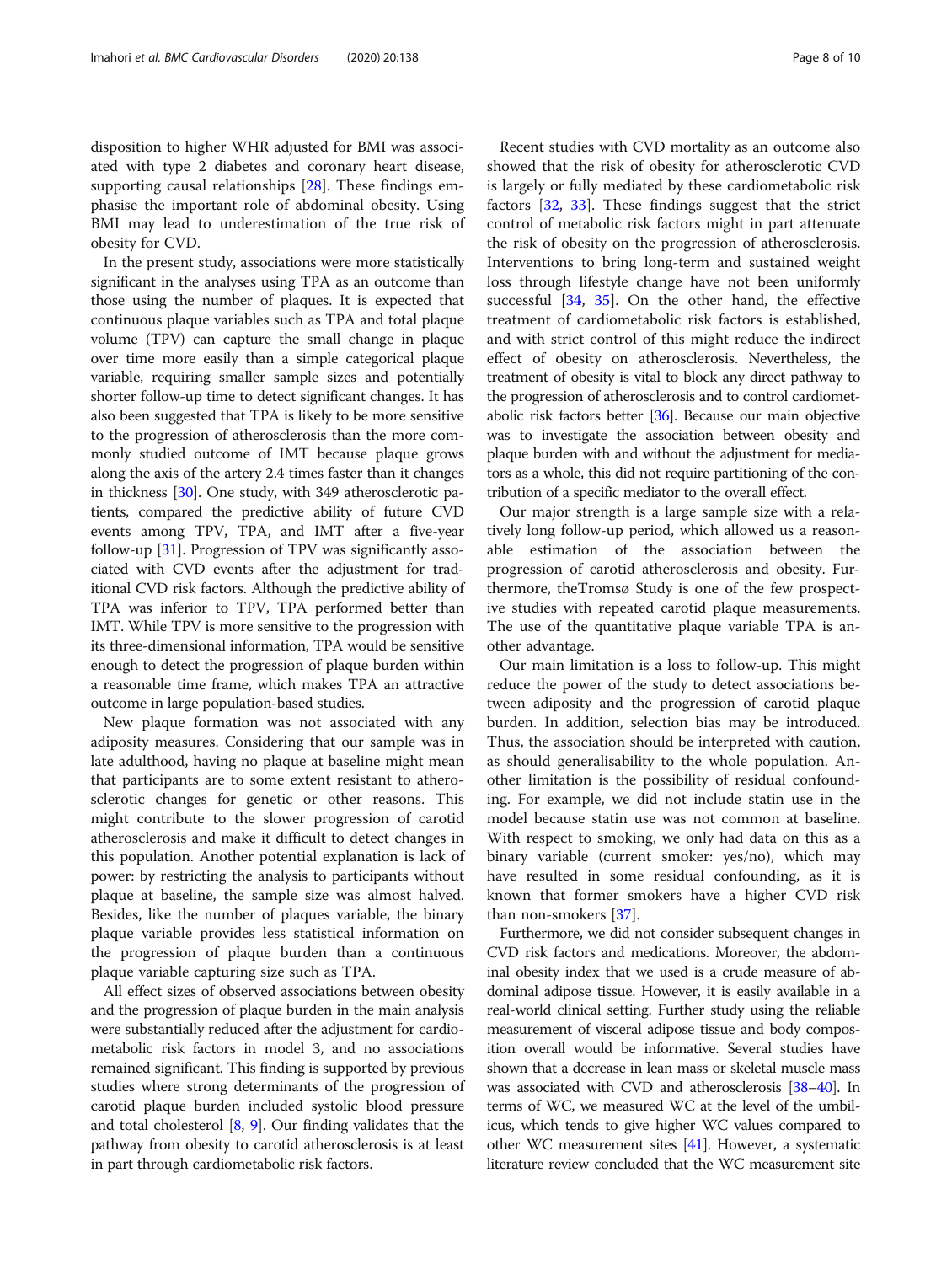disposition to higher WHR adjusted for BMI was associated with type 2 diabetes and coronary heart disease, supporting causal relationships [28]. These findings emphasise the important role of abdominal obesity. Using BMI may lead to underestimation of the true risk of obesity for CVD.

In the present study, associations were more statistically significant in the analyses using TPA as an outcome than those using the number of plaques. It is expected that continuous plaque variables such as TPA and total plaque volume (TPV) can capture the small change in plaque over time more easily than a simple categorical plaque variable, requiring smaller sample sizes and potentially shorter follow-up time to detect significant changes. It has also been suggested that TPA is likely to be more sensitive to the progression of atherosclerosis than the more commonly studied outcome of IMT because plaque grows along the axis of the artery 2.4 times faster than it changes in thickness [30]. One study, with 349 atherosclerotic patients, compared the predictive ability of future CVD events among TPV, TPA, and IMT after a five-year follow-up [31]. Progression of TPV was significantly associated with CVD events after the adjustment for traditional CVD risk factors. Although the predictive ability of TPA was inferior to TPV, TPA performed better than IMT. While TPV is more sensitive to the progression with its three-dimensional information, TPA would be sensitive enough to detect the progression of plaque burden within a reasonable time frame, which makes TPA an attractive outcome in large population-based studies.

New plaque formation was not associated with any adiposity measures. Considering that our sample was in late adulthood, having no plaque at baseline might mean that participants are to some extent resistant to atherosclerotic changes for genetic or other reasons. This might contribute to the slower progression of carotid atherosclerosis and make it difficult to detect changes in this population. Another potential explanation is lack of power: by restricting the analysis to participants without plaque at baseline, the sample size was almost halved. Besides, like the number of plaques variable, the binary plaque variable provides less statistical information on the progression of plaque burden than a continuous plaque variable capturing size such as TPA.

All effect sizes of observed associations between obesity and the progression of plaque burden in the main analysis were substantially reduced after the adjustment for cardiometabolic risk factors in model 3, and no associations remained significant. This finding is supported by previous studies where strong determinants of the progression of carotid plaque burden included systolic blood pressure and total cholesterol [8, 9]. Our finding validates that the pathway from obesity to carotid atherosclerosis is at least in part through cardiometabolic risk factors.

Recent studies with CVD mortality as an outcome also showed that the risk of obesity for atherosclerotic CVD is largely or fully mediated by these cardiometabolic risk factors [32, 33]. These findings suggest that the strict control of metabolic risk factors might in part attenuate the risk of obesity on the progression of atherosclerosis. Interventions to bring long-term and sustained weight loss through lifestyle change have not been uniformly successful [34, 35]. On the other hand, the effective treatment of cardiometabolic risk factors is established, and with strict control of this might reduce the indirect effect of obesity on atherosclerosis. Nevertheless, the treatment of obesity is vital to block any direct pathway to the progression of atherosclerosis and to control cardiometabolic risk factors better [36]. Because our main objective was to investigate the association between obesity and plaque burden with and without the adjustment for mediators as a whole, this did not require partitioning of the contribution of a specific mediator to the overall effect.

Our major strength is a large sample size with a relatively long follow-up period, which allowed us a reasonable estimation of the association between the progression of carotid atherosclerosis and obesity. Furthermore, theTromsø Study is one of the few prospective studies with repeated carotid plaque measurements. The use of the quantitative plaque variable TPA is another advantage.

Our main limitation is a loss to follow-up. This might reduce the power of the study to detect associations between adiposity and the progression of carotid plaque burden. In addition, selection bias may be introduced. Thus, the association should be interpreted with caution, as should generalisability to the whole population. Another limitation is the possibility of residual confounding. For example, we did not include statin use in the model because statin use was not common at baseline. With respect to smoking, we only had data on this as a binary variable (current smoker: yes/no), which may have resulted in some residual confounding, as it is known that former smokers have a higher CVD risk than non-smokers [37].

Furthermore, we did not consider subsequent changes in CVD risk factors and medications. Moreover, the abdominal obesity index that we used is a crude measure of abdominal adipose tissue. However, it is easily available in a real-world clinical setting. Further study using the reliable measurement of visceral adipose tissue and body composition overall would be informative. Several studies have shown that a decrease in lean mass or skeletal muscle mass was associated with CVD and atherosclerosis [38–40]. In terms of WC, we measured WC at the level of the umbilicus, which tends to give higher WC values compared to other WC measurement sites [41]. However, a systematic literature review concluded that the WC measurement site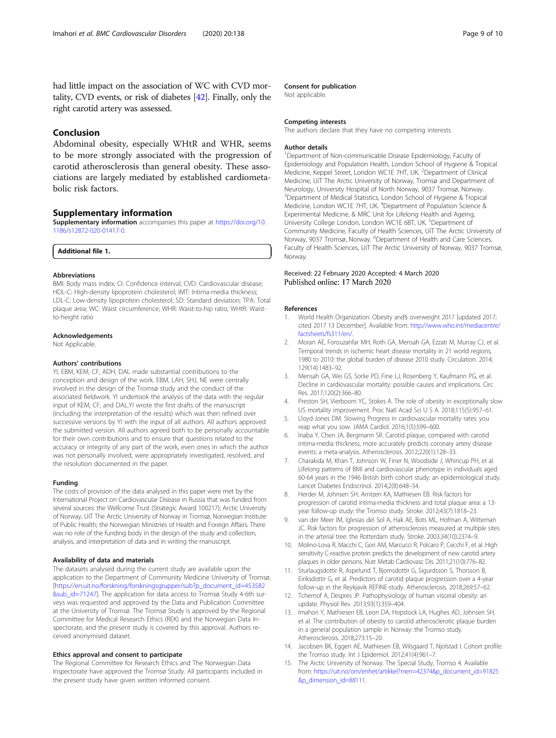had little impact on the association of WC with CVD mortality, CVD events, or risk of diabetes [42]. Finally, only the right carotid artery was assessed.

## Conclusion

Abdominal obesity, especially WHtR and WHR, seems to be more strongly associated with the progression of carotid atherosclerosis than general obesity. These associations are largely mediated by established cardiometabolic risk factors.

## Supplementary information

**Supplementary information** accompanies this paper at https://doi.org/10.1186/s12872-020-01417-0.

**Additional file 1.**

#### Abbreviations

BMI: Body mass index; CI: Confidence interval; CVD: Cardiovascular disease; HDL-C: High-density lipoprotein cholesterol; IMT: Intima-media thickness; LDL-C: Low-density lipoprotein cholesterol; SD: Standard deviation; TPA: Total plaque area; WC: Waist circumference; WHR: Waist-to-hip ratio; WHtR: Waist-to-height ratio

#### Acknowledgements

Not Applicable.

#### Authors' contributions

YI, EBM, KEM, CF, ADH, DAL made substantial contributions to the conception and design of the work. EBM, LAH, SHJ, NE were centrally involved in the design of the Tromsø study and the conduct of the associated fieldwork. YI undertook the analysis of the data with the regular input of KEM, CF, and DAL.YI wrote the first drafts of the manuscript (including the interpretation of the results) which was then refined over successive versions by YI with the input of all authors. All authors approved the submitted version. All authors agreed both to be personally accountable for their own contributions and to ensure that questions related to the accuracy or integrity of any part of the work, even ones in which the author was not personally involved, were appropriately investigated, resolved, and the resolution documented in the paper.

#### Funding

The costs of provision of the data analysed in this paper were met by the International Project on Cardiovascular Disease in Russia that was funded from several sources: the Wellcome Trust (Strategic Award 100217); Arctic University of Norway, UiT The Arctic University of Norway in Tromsø, Norwegian Institute of Public Health; the Norwegian Ministries of Health and Foreign Affairs. There was no role of the funding body in the design of the study and collection, analysis, and interpretation of data and in writing the manuscript.

#### Availability of data and materials

The datasets analysed during the current study are available upon the application to the Department of Community Medicine University of Tromsø, [https://en.uit.no/forskning/forskningsgrupper/sub?p_document_id=453582&sub_id=71247]. The application for data access to Tromsø Study 4-6th surveys was requested and approved by the Data and Publication Committee at the University of Tromsø. The Tromsø Study is approved by the Regional Committee for Medical Research Ethics (REK) and the Norwegian Data Inspectorate, and the present study is covered by this approval. Authors received anonymised dataset.

#### Ethics approval and consent to participate

The Regional Committee for Research Ethics and The Norwegian Data Inspectorate have approved the Tromsø Study. All participants included in the present study have given written informed consent.

#### Consent for publication

Not applicable.

#### Competing interests

The authors declare that they have no competing interests.

#### Author details

[1]Department of Non-communicable Disease Epidemiology, Faculty of Epidemiology and Population Health, London School of Hygiene & Tropical Medicine, Keppel Street, London WC1E 7HT, UK. [2]Department of Clinical Medicine, UiT The Arctic University of Norway, Tromsø and Department of Neurology, University Hospital of North Norway, 9037 Tromsø, Norway. [3]Department of Medical Statistics, London School of Hygiene & Tropical Medicine, London WC1E 7HT, UK. [4]Department of Population Science & Experimental Medicine, & MRC Unit for Lifelong Health and Ageing, University College London, London WC1E 6BT, UK. [5]Department of Community Medicine, Faculty of Health Sciences, UiT The Arctic University of Norway, 9037 Tromsø, Norway. [6]Department of Health and Care Sciences, Faculty of Health Sciences, UiT The Arctic University of Norway, 9037 Tromsø, Norway.

Received: 22 February 2020 Accepted: 4 March 2020
Published online: 17 March 2020

#### References

1. World Health Organization. Obesity and§ overweight 2017 [updated 2017; cited 2017 13 December]. Available from: http://www.who.int/mediacentre/factsheets/fs311/en/.
2. Moran AE, Forouzanfar MH, Roth GA, Mensah GA, Ezzati M, Murray CJ, et al. Temporal trends in ischemic heart disease mortality in 21 world regions, 1980 to 2010: the global burden of disease 2010 study. Circulation. 2014; 129(14):1483–92.
3. Mensah GA, Wei GS, Sorlie PD, Fine LJ, Rosenberg Y, Kaufmann PG, et al. Decline in cardiovascular mortality: possible causes and implications. Circ Res. 2017;120(2):366–80.
4. Preston SH, Vierboom YC, Stokes A. The role of obesity in exceptionally slow US mortality improvement. Proc Natl Acad Sci U S A. 2018;115(5):957–61.
5. Lloyd-Jones DM. Slowing Progress in cardiovascular mortality rates: you reap what you sow. JAMA Cardiol. 2016;1(5):599–600.
6. Inaba Y, Chen JA, Bergmann SR. Carotid plaque, compared with carotid intima-media thickness, more accurately predicts coronary artery disease events: a meta-analysis. Atherosclerosis. 2012;220(1):128–33.
7. Charakida M, Khan T, Johnson W, Finer N, Woodside J, Whincup PH, et al. Lifelong patterns of BMI and cardiovascular phenotype in individuals aged 60-64 years in the 1946 British birth cohort study: an epidemiological study. Lancet Diabetes Endocrinol. 2014;2(8):648–54.
8. Herder M, Johnsen SH, Arntzen KA, Mathiesen EB. Risk factors for progression of carotid intima-media thickness and total plaque area: a 13-year follow-up study: the Tromso study. Stroke. 2012;43(7):1818–23.
9. van der Meer IM, Iglesias del Sol A, Hak AE, Bots ML, Hofman A, Witteman JC. Risk factors for progression of atherosclerosis measured at multiple sites in the arterial tree: the Rotterdam study. Stroke. 2003;34(10):2374–9.
10. Molino-Lova R, Macchi C, Gori AM, Marcucci R, Polcaro P, Cecchi F, et al. High sensitivity C-reactive protein predicts the development of new carotid artery plaques in older persons. Nutr Metab Cardiovasc Dis. 2011;21(10):776–82.
11. Sturlaugsdottir R, Aspelund T, Bjornsdottir G, Sigurdsson S, Thorsson B, Eiriksdottir G, et al. Predictors of carotid plaque progression over a 4-year follow-up in the Reykjavik REFINE-study. Atherosclerosis. 2018;269:57–62.
12. Tchernof A, Despres JP. Pathophysiology of human visceral obesity: an update. Physiol Rev. 2013;93(1):359–404.
13. Imahori Y, Mathiesen EB, Leon DA, Hopstock LA, Hughes AD, Johnsen SH, et al. The contribution of obesity to carotid atherosclerotic plaque burden in a general population sample in Norway: the Tromso study. Atherosclerosis. 2018;273:15–20.
14. Jacobsen BK, Eggen AE, Mathiesen EB, Wilsgaard T, Njolstad I. Cohort profile: the Tromso study. Int J Epidemiol. 2012;41(4):961–7.
15. The Arctic University of Norway. The Special Study, Tromso 4. Available from: https://uit.no/om/enhet/artikkel?men=42374&p_document_id=91825&p_dimension_id=88111.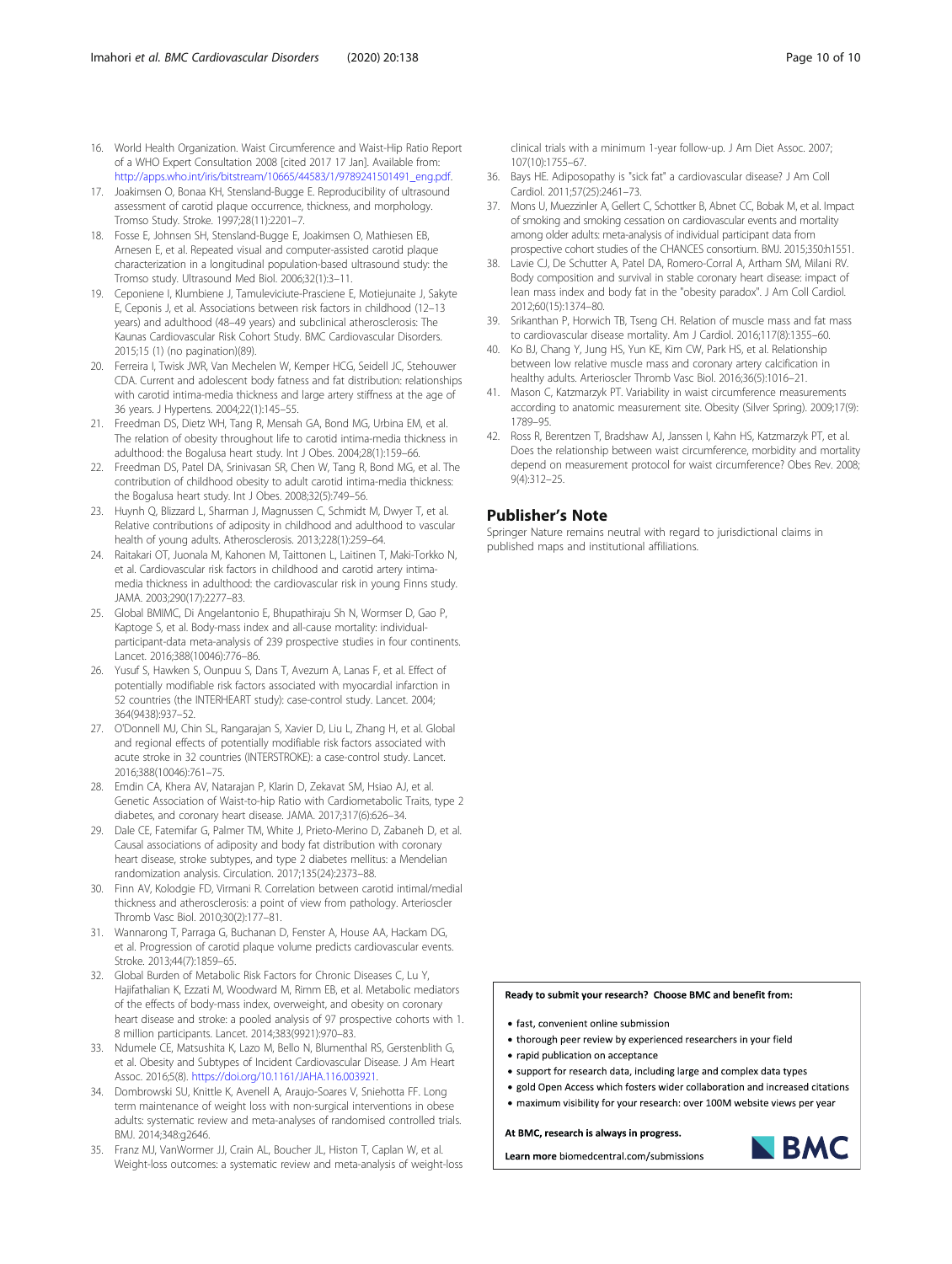16. World Health Organization. Waist Circumference and Waist-Hip Ratio Report of a WHO Expert Consultation 2008 [cited 2017 17 Jan]. Available from: http://apps.who.int/iris/bitstream/10665/44583/1/9789241501491_eng.pdf.
17. Joakimsen O, Bonaa KH, Stensland-Bugge E. Reproducibility of ultrasound assessment of carotid plaque occurrence, thickness, and morphology. Tromso Study. Stroke. 1997;28(11):2201–7.
18. Fosse E, Johnsen SH, Stensland-Bugge E, Joakimsen O, Mathiesen EB, Arnesen E, et al. Repeated visual and computer-assisted carotid plaque characterization in a longitudinal population-based ultrasound study: the Tromso study. Ultrasound Med Biol. 2006;32(1):3–11.
19. Ceponiene I, Klumbiene J, Tamuleviciute-Prasciene E, Motiejunaite J, Sakyte E, Ceponis J, et al. Associations between risk factors in childhood (12–13 years) and adulthood (48–49 years) and subclinical atherosclerosis: The Kaunas Cardiovascular Risk Cohort Study. BMC Cardiovascular Disorders. 2015;15 (1) (no pagination)(89).
20. Ferreira I, Twisk JWR, Van Mechelen W, Kemper HCG, Seidell JC, Stehouwer CDA. Current and adolescent body fatness and fat distribution: relationships with carotid intima-media thickness and large artery stiffness at the age of 36 years. J Hypertens. 2004;22(1):145–55.
21. Freedman DS, Dietz WH, Tang R, Mensah GA, Bond MG, Urbina EM, et al. The relation of obesity throughout life to carotid intima-media thickness in adulthood: the Bogalusa heart study. Int J Obes. 2004;28(1):159–66.
22. Freedman DS, Patel DA, Srinivasan SR, Chen W, Tang R, Bond MG, et al. The contribution of childhood obesity to adult carotid intima-media thickness: the Bogalusa heart study. Int J Obes. 2008;32(5):749–56.
23. Huynh Q, Blizzard L, Sharman J, Magnussen C, Schmidt M, Dwyer T, et al. Relative contributions of adiposity in childhood and adulthood to vascular health of young adults. Atherosclerosis. 2013;228(1):259–64.
24. Raitakari OT, Juonala M, Kahonen M, Taittonen L, Laitinen T, Maki-Torkko N, et al. Cardiovascular risk factors in childhood and carotid artery intima-media thickness in adulthood: the cardiovascular risk in young Finns study. JAMA. 2003;290(17):2277–83.
25. Global BMIMC, Di Angelantonio E, Bhupathiraju Sh N, Wormser D, Gao P, Kaptoge S, et al. Body-mass index and all-cause mortality: individual-participant-data meta-analysis of 239 prospective studies in four continents. Lancet. 2016;388(10046):776–86.
26. Yusuf S, Hawken S, Ounpuu S, Dans T, Avezum A, Lanas F, et al. Effect of potentially modifiable risk factors associated with myocardial infarction in 52 countries (the INTERHEART study): case-control study. Lancet. 2004; 364(9438):937–52.
27. O'Donnell MJ, Chin SL, Rangarajan S, Xavier D, Liu L, Zhang H, et al. Global and regional effects of potentially modifiable risk factors associated with acute stroke in 32 countries (INTERSTROKE): a case-control study. Lancet. 2016;388(10046):761–75.
28. Emdin CA, Khera AV, Natarajan P, Klarin D, Zekavat SM, Hsiao AJ, et al. Genetic Association of Waist-to-hip Ratio with Cardiometabolic Traits, type 2 diabetes, and coronary heart disease. JAMA. 2017;317(6):626–34.
29. Dale CE, Fatemifar G, Palmer TM, White J, Prieto-Merino D, Zabaneh D, et al. Causal associations of adiposity and body fat distribution with coronary heart disease, stroke subtypes, and type 2 diabetes mellitus: a Mendelian randomization analysis. Circulation. 2017;135(24):2373–88.
30. Finn AV, Kolodgie FD, Virmani R. Correlation between carotid intimal/medial thickness and atherosclerosis: a point of view from pathology. Arterioscler Thromb Vasc Biol. 2010;30(2):177–81.
31. Wannarong T, Parraga G, Buchanan D, Fenster A, House AA, Hackam DG, et al. Progression of carotid plaque volume predicts cardiovascular events. Stroke. 2013;44(7):1859–65.
32. Global Burden of Metabolic Risk Factors for Chronic Diseases C, Lu Y, Hajifathalian K, Ezzati M, Woodward M, Rimm EB, et al. Metabolic mediators of the effects of body-mass index, overweight, and obesity on coronary heart disease and stroke: a pooled analysis of 97 prospective cohorts with 1. 8 million participants. Lancet. 2014;383(9921):970–83.
33. Ndumele CE, Matsushita K, Lazo M, Bello N, Blumenthal RS, Gerstenblith G, et al. Obesity and Subtypes of Incident Cardiovascular Disease. J Am Heart Assoc. 2016;5(8). https://doi.org/10.1161/JAHA.116.003921.
34. Dombrowski SU, Knittle K, Avenell A, Araujo-Soares V, Sniehotta FF. Long term maintenance of weight loss with non-surgical interventions in obese adults: systematic review and meta-analyses of randomised controlled trials. BMJ. 2014;348:g2646.
35. Franz MJ, VanWormer JJ, Crain AL, Boucher JL, Histon T, Caplan W, et al. Weight-loss outcomes: a systematic review and meta-analysis of weight-loss clinical trials with a minimum 1-year follow-up. J Am Diet Assoc. 2007; 107(10):1755–67.
36. Bays HE. Adiposopathy is "sick fat" a cardiovascular disease? J Am Coll Cardiol. 2011;57(25):2461–73.
37. Mons U, Muezzinler A, Gellert C, Schottker B, Abnet CC, Bobak M, et al. Impact of smoking and smoking cessation on cardiovascular events and mortality among older adults: meta-analysis of individual participant data from prospective cohort studies of the CHANCES consortium. BMJ. 2015;350:h1551.
38. Lavie CJ, De Schutter A, Patel DA, Romero-Corral A, Artham SM, Milani RV. Body composition and survival in stable coronary heart disease: impact of lean mass index and body fat in the "obesity paradox". J Am Coll Cardiol. 2012;60(15):1374–80.
39. Srikanthan P, Horwich TB, Tseng CH. Relation of muscle mass and fat mass to cardiovascular disease mortality. Am J Cardiol. 2016;117(8):1355–60.
40. Ko BJ, Chang Y, Jung HS, Yun KE, Kim CW, Park HS, et al. Relationship between low relative muscle mass and coronary artery calcification in healthy adults. Arterioscler Thromb Vasc Biol. 2016;36(5):1016–21.
41. Mason C, Katzmarzyk PT. Variability in waist circumference measurements according to anatomic measurement site. Obesity (Silver Spring). 2009;17(9): 1789–95.
42. Ross R, Berentzen T, Bradshaw AJ, Janssen I, Kahn HS, Katzmarzyk PT, et al. Does the relationship between waist circumference, morbidity and mortality depend on measurement protocol for waist circumference? Obes Rev. 2008; 9(4):312–25.

## Publisher's Note

Springer Nature remains neutral with regard to jurisdictional claims in published maps and institutional affiliations.

**Ready to submit your research? Choose BMC and benefit from:**

- fast, convenient online submission
- thorough peer review by experienced researchers in your field
- rapid publication on acceptance
- support for research data, including large and complex data types
- gold Open Access which fosters wider collaboration and increased citations
- maximum visibility for your research: over 100M website views per year

**At BMC, research is always in progress.**

**Learn more** biomedcentral.com/submissions

BMC